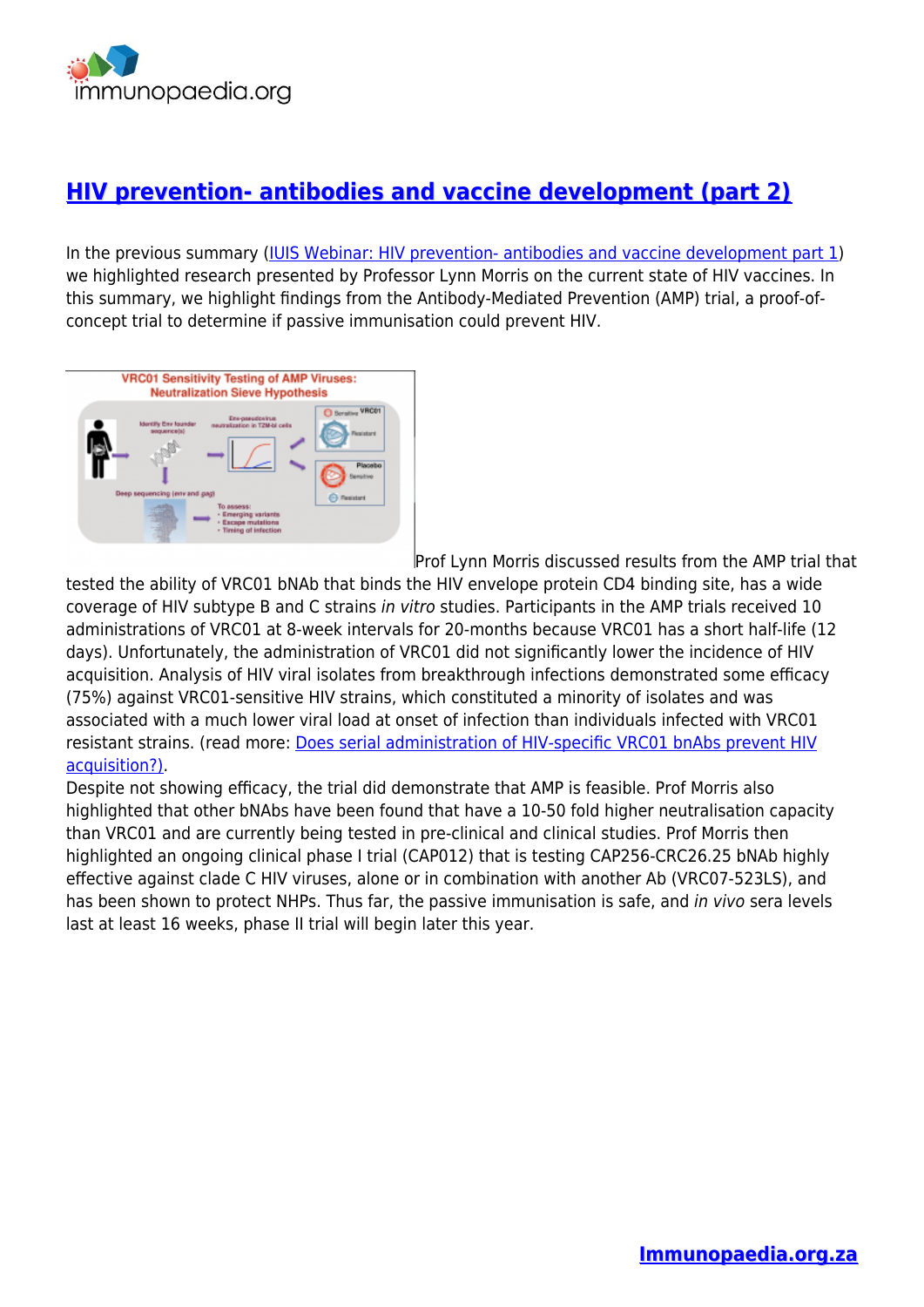# [HIV prevention- antibodies and vaccine development (part 2)]()

In the previous summary ([IUIS Webinar: HIV prevention- antibodies and vaccine development part 1]()) we highlighted research presented by Professor Lynn Morris on the current state of HIV vaccines. In this summary, we highlight findings from the Antibody-Mediated Prevention (AMP) trial, a proof-of-concept trial to determine if passive immunisation could prevent HIV.

Prof Lynn Morris discussed results from the AMP trial that tested the ability of VRC01 bNAb that binds the HIV envelope protein CD4 binding site, has a wide coverage of HIV subtype B and C strains *in vitro* studies. Participants in the AMP trials received 10 administrations of VRC01 at 8-week intervals for 20-months because VRC01 has a short half-life (12 days). Unfortunately, the administration of VRC01 did not significantly lower the incidence of HIV acquisition. Analysis of HIV viral isolates from breakthrough infections demonstrated some efficacy (75%) against VRC01-sensitive HIV strains, which constituted a minority of isolates and was associated with a much lower viral load at onset of infection than individuals infected with VRC01 resistant strains. (read more: [Does serial administration of HIV-specific VRC01 bnAbs prevent HIV acquisition?)]().

Despite not showing efficacy, the trial did demonstrate that AMP is feasible. Prof Morris also highlighted that other bNAbs have been found that have a 10-50 fold higher neutralisation capacity than VRC01 and are currently being tested in pre-clinical and clinical studies. Prof Morris then highlighted an ongoing clinical phase I trial (CAP012) that is testing CAP256-CRC26.25 bNAb highly effective against clade C HIV viruses, alone or in combination with another Ab (VRC07-523LS), and has been shown to protect NHPs. Thus far, the passive immunisation is safe, and *in vivo* sera levels last at least 16 weeks, phase II trial will begin later this year.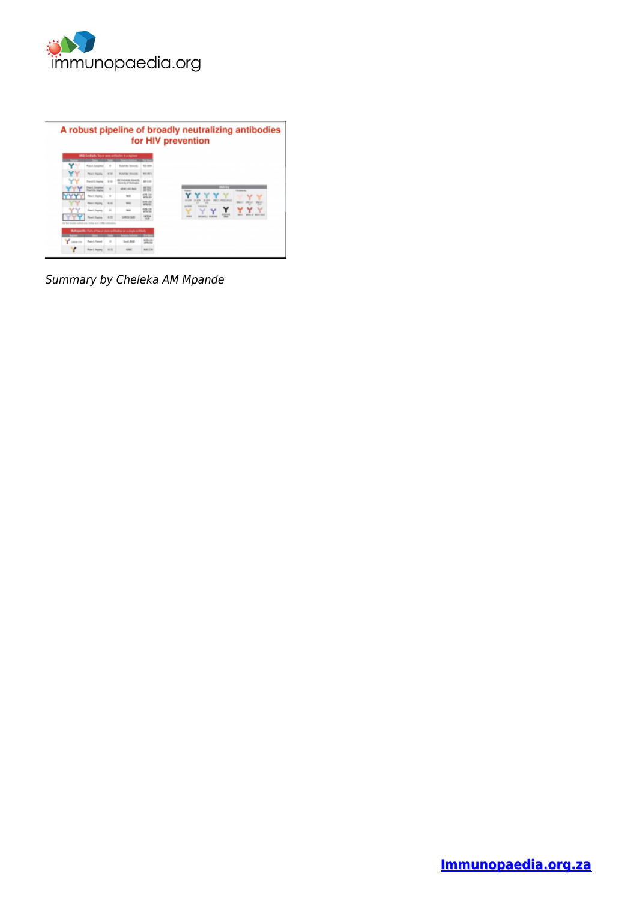A robust pipeline of broadly neutralizing antibodies for HIV prevention

*Summary by Cheleka AM Mpande*